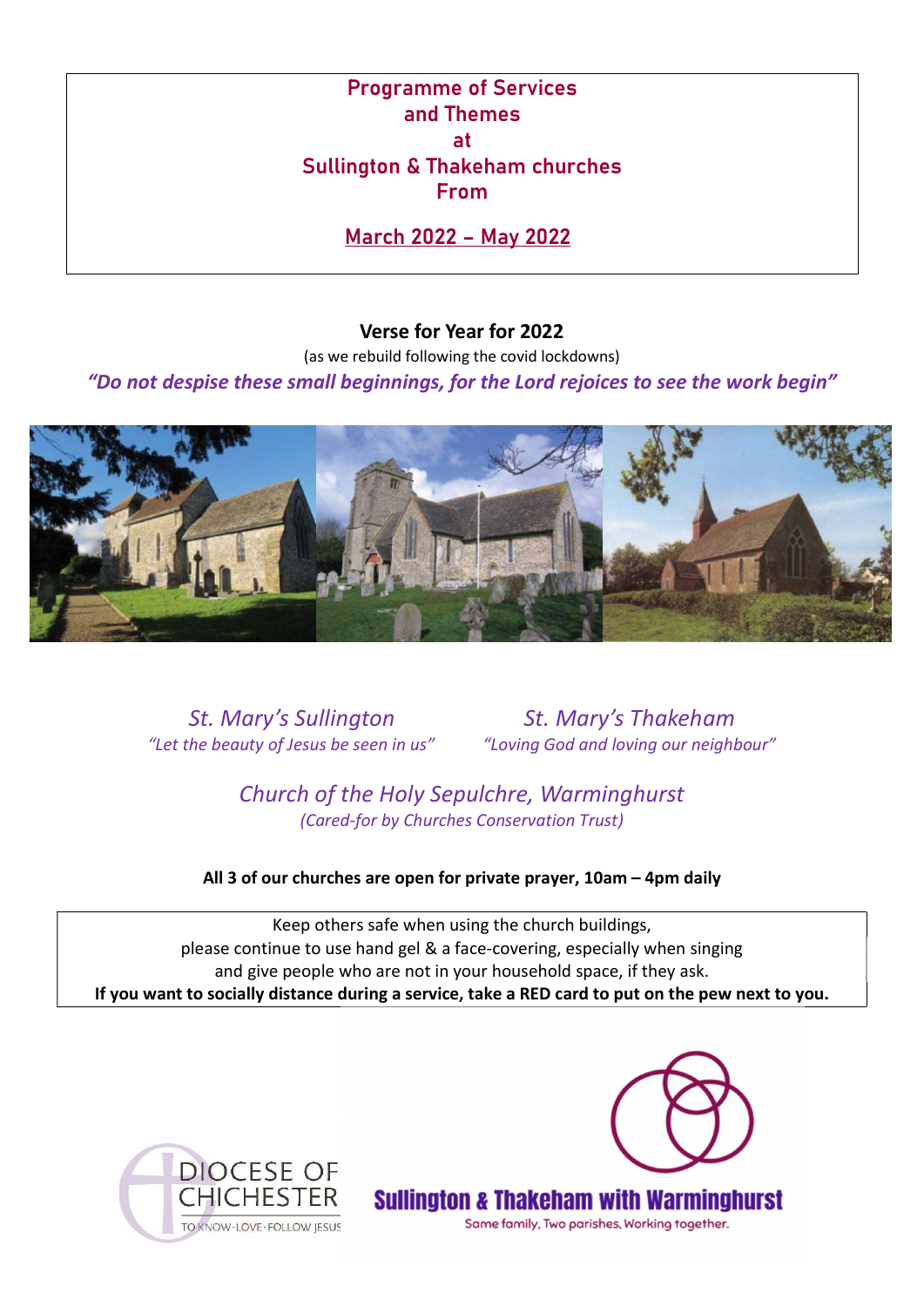# Programme of Services and Themes at Sullington & Thakeham churches From

## March 2022 – May 2022

**Verse for Year for 2022**

(as we rebuild following the covid lockdowns)

***"Do not despise these small beginnings, for the Lord rejoices to see the work begin"***

*St. Mary's Sullington*
*"Let the beauty of Jesus be seen in us"*

*St. Mary's Thakeham*
*"Loving God and loving our neighbour"*

*Church of the Holy Sepulchre, Warminghurst*
*(Cared-for by Churches Conservation Trust)*

**All 3 of our churches are open for private prayer, 10am – 4pm daily**

Keep others safe when using the church buildings,
please continue to use hand gel & a face-covering, especially when singing
and give people who are not in your household space, if they ask.
**If you want to socially distance during a service, take a RED card to put on the pew next to you.**

DIOCESE OF CHICHESTER
TO KNOW · LOVE · FOLLOW JESUS

**Sullington & Thakeham with Warminghurst**
Same family, Two parishes, Working together.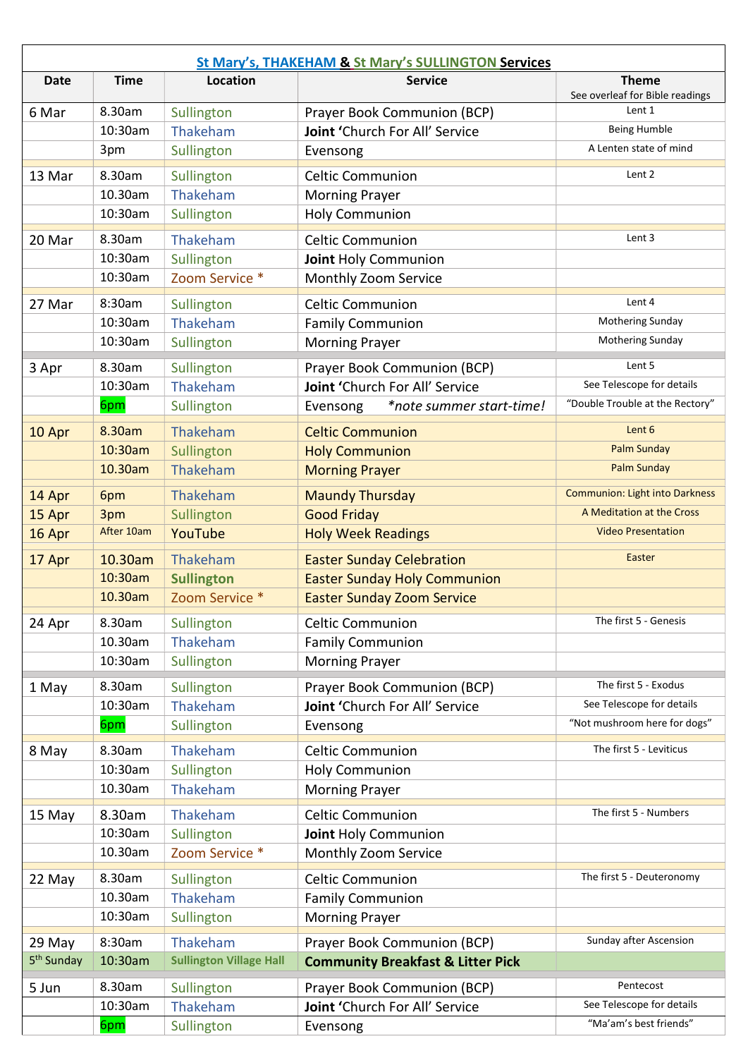## St Mary's, THAKEHAM & St Mary's SULLINGTON Services

| Date | Time | Location | Service | Theme<br>See overleaf for Bible readings |
|---|---|---|---|---|
| 6 Mar | 8.30am | Sullington | Prayer Book Communion (BCP) | Lent 1 |
| | 10:30am | Thakeham | **Joint** 'Church For All' Service | Being Humble |
| | 3pm | Sullington | Evensong | A Lenten state of mind |
| 13 Mar | 8.30am | Sullington | Celtic Communion | Lent 2 |
| | 10.30am | Thakeham | Morning Prayer | |
| | 10:30am | Sullington | Holy Communion | |
| 20 Mar | 8.30am | Thakeham | Celtic Communion | Lent 3 |
| | 10:30am | Sullington | **Joint** Holy Communion | |
| | 10:30am | Zoom Service * | Monthly Zoom Service | |
| 27 Mar | 8:30am | Sullington | Celtic Communion | Lent 4 |
| | 10:30am | Thakeham | Family Communion | Mothering Sunday |
| | 10:30am | Sullington | Morning Prayer | Mothering Sunday |
| 3 Apr | 8.30am | Sullington | Prayer Book Communion (BCP) | Lent 5 |
| | 10:30am | Thakeham | **Joint** 'Church For All' Service | See Telescope for details |
| | 6pm | Sullington | Evensong *\*note summer start-time!* | "Double Trouble at the Rectory" |
| 10 Apr | 8.30am | Thakeham | Celtic Communion | Lent 6 |
| | 10:30am | Sullington | Holy Communion | Palm Sunday |
| | 10.30am | Thakeham | Morning Prayer | Palm Sunday |
| 14 Apr | 6pm | Thakeham | Maundy Thursday | Communion: Light into Darkness |
| 15 Apr | 3pm | Sullington | Good Friday | A Meditation at the Cross |
| 16 Apr | After 10am | YouTube | Holy Week Readings | Video Presentation |
| 17 Apr | 10.30am | Thakeham | Easter Sunday Celebration | Easter |
| | 10:30am | **Sullington** | Easter Sunday Holy Communion | |
| | 10.30am | Zoom Service * | Easter Sunday Zoom Service | |
| 24 Apr | 8.30am | Sullington | Celtic Communion | The first 5 - Genesis |
| | 10.30am | Thakeham | Family Communion | |
| | 10:30am | Sullington | Morning Prayer | |
| 1 May | 8.30am | Sullington | Prayer Book Communion (BCP) | The first 5 - Exodus |
| | 10:30am | Thakeham | **Joint** 'Church For All' Service | See Telescope for details |
| | 6pm | Sullington | Evensong | "Not mushroom here for dogs" |
| 8 May | 8.30am | Thakeham | Celtic Communion | The first 5 - Leviticus |
| | 10:30am | Sullington | Holy Communion | |
| | 10.30am | Thakeham | Morning Prayer | |
| 15 May | 8.30am | Thakeham | Celtic Communion | The first 5 - Numbers |
| | 10:30am | Sullington | **Joint** Holy Communion | |
| | 10.30am | Zoom Service * | Monthly Zoom Service | |
| 22 May | 8.30am | Sullington | Celtic Communion | The first 5 - Deuteronomy |
| | 10.30am | Thakeham | Family Communion | |
| | 10:30am | Sullington | Morning Prayer | |
| 29 May | 8:30am | Thakeham | Prayer Book Communion (BCP) | Sunday after Ascension |
| 5th Sunday | 10:30am | **Sullington Village Hall** | **Community Breakfast & Litter Pick** | |
| 5 Jun | 8.30am | Sullington | Prayer Book Communion (BCP) | Pentecost |
| | 10:30am | Thakeham | **Joint** 'Church For All' Service | See Telescope for details |
| | 6pm | Sullington | Evensong | "Ma'am's best friends" |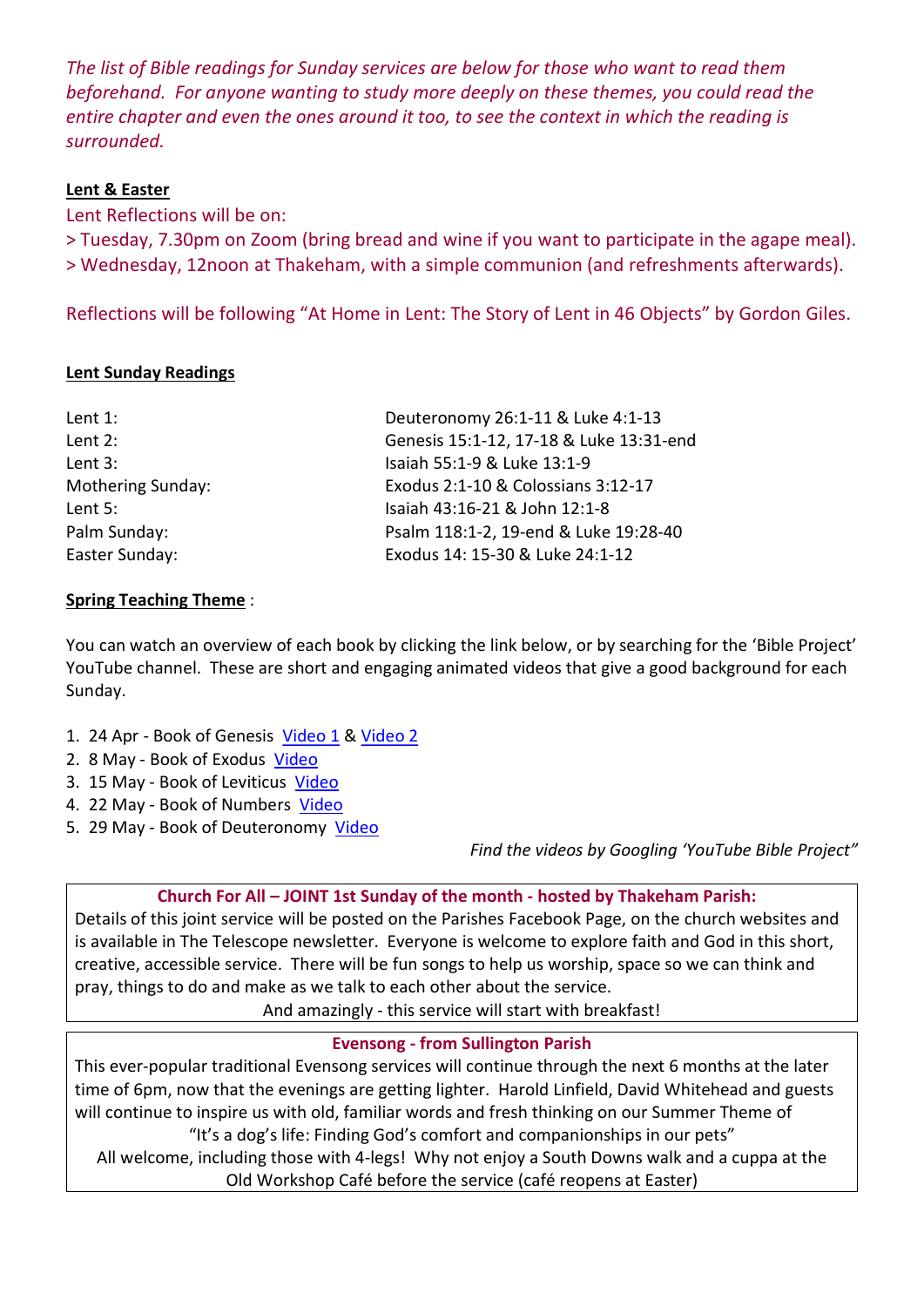*The list of Bible readings for Sunday services are below for those who want to read them beforehand. For anyone wanting to study more deeply on these themes, you could read the entire chapter and even the ones around it too, to see the context in which the reading is surrounded.*

**Lent & Easter**

Lent Reflections will be on:

> Tuesday, 7.30pm on Zoom (bring bread and wine if you want to participate in the agape meal).

> Wednesday, 12noon at Thakeham, with a simple communion (and refreshments afterwards).

Reflections will be following "At Home in Lent: The Story of Lent in 46 Objects" by Gordon Giles.

**Lent Sunday Readings**

| | |
|---|---|
| Lent 1: | Deuteronomy 26:1-11 & Luke 4:1-13 |
| Lent 2: | Genesis 15:1-12, 17-18 & Luke 13:31-end |
| Lent 3: | Isaiah 55:1-9 & Luke 13:1-9 |
| Mothering Sunday: | Exodus 2:1-10 & Colossians 3:12-17 |
| Lent 5: | Isaiah 43:16-21 & John 12:1-8 |
| Palm Sunday: | Psalm 118:1-2, 19-end & Luke 19:28-40 |
| Easter Sunday: | Exodus 14: 15-30 & Luke 24:1-12 |

**Spring Teaching Theme** :

You can watch an overview of each book by clicking the link below, or by searching for the 'Bible Project' YouTube channel. These are short and engaging animated videos that give a good background for each Sunday.

1. 24 Apr - Book of Genesis Video 1 & Video 2
2. 8 May - Book of Exodus Video
3. 15 May - Book of Leviticus Video
4. 22 May - Book of Numbers Video
5. 29 May - Book of Deuteronomy Video

*Find the videos by Googling 'YouTube Bible Project"*

**Church For All – JOINT 1st Sunday of the month - hosted by Thakeham Parish:**

Details of this joint service will be posted on the Parishes Facebook Page, on the church websites and is available in The Telescope newsletter. Everyone is welcome to explore faith and God in this short, creative, accessible service. There will be fun songs to help us worship, space so we can think and pray, things to do and make as we talk to each other about the service.

And amazingly - this service will start with breakfast!

**Evensong - from Sullington Parish**

This ever-popular traditional Evensong services will continue through the next 6 months at the later time of 6pm, now that the evenings are getting lighter. Harold Linfield, David Whitehead and guests will continue to inspire us with old, familiar words and fresh thinking on our Summer Theme of

"It's a dog's life: Finding God's comfort and companionships in our pets"

All welcome, including those with 4-legs! Why not enjoy a South Downs walk and a cuppa at the Old Workshop Café before the service (café reopens at Easter)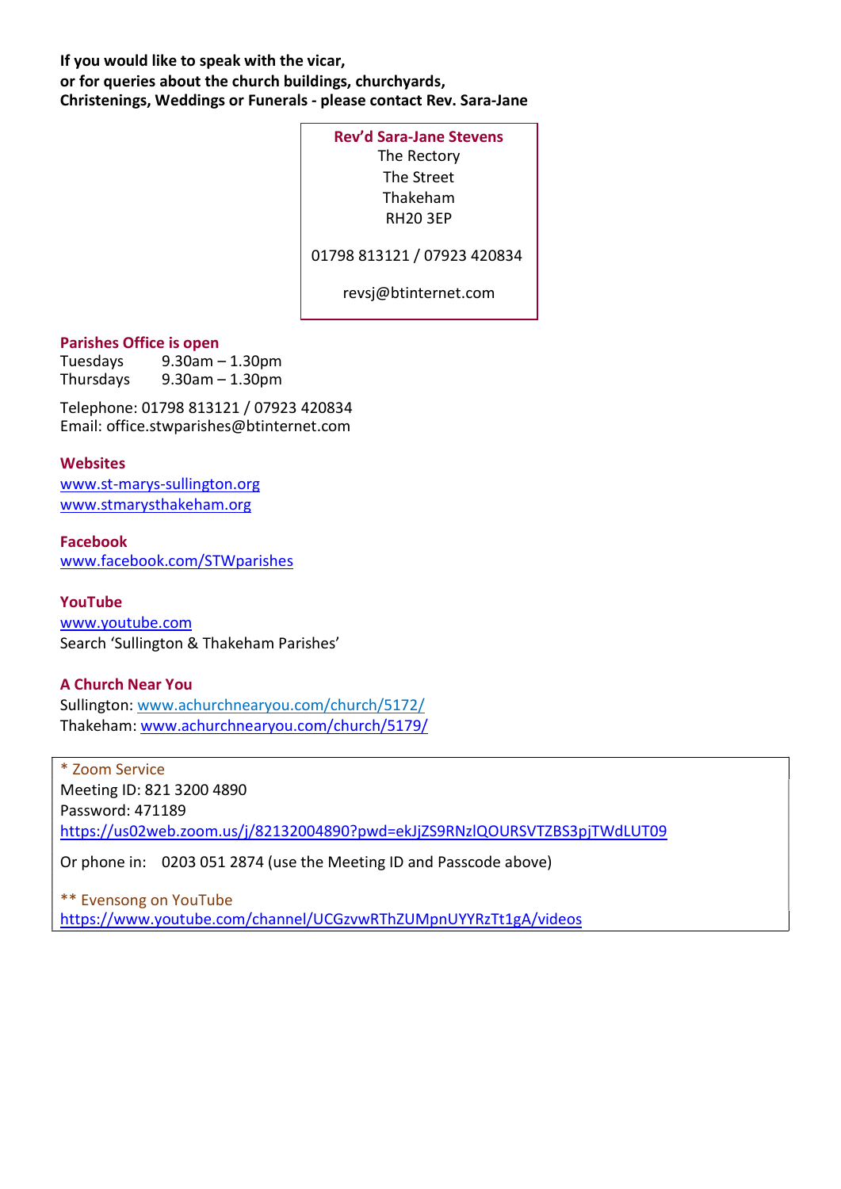**If you would like to speak with the vicar,**
**or for queries about the church buildings, churchyards,**
**Christenings, Weddings or Funerals - please contact Rev. Sara-Jane**

**Rev'd Sara-Jane Stevens**
The Rectory
The Street
Thakeham
RH20 3EP

01798 813121 / 07923 420834

revsj@btinternet.com

**Parishes Office is open**

Tuesdays 9.30am – 1.30pm
Thursdays 9.30am – 1.30pm

Telephone: 01798 813121 / 07923 420834
Email: office.stwparishes@btinternet.com

**Websites**

www.st-marys-sullington.org
www.stmarysthakeham.org

**Facebook**

www.facebook.com/STWparishes

**YouTube**

www.youtube.com
Search 'Sullington & Thakeham Parishes'

**A Church Near You**

Sullington: www.achurchnearyou.com/church/5172/
Thakeham: www.achurchnearyou.com/church/5179/

* Zoom Service
Meeting ID: 821 3200 4890
Password: 471189
https://us02web.zoom.us/j/82132004890?pwd=ekJjZS9RNzlQOURSVTZBS3pjTWdLUT09

Or phone in: 0203 051 2874 (use the Meeting ID and Passcode above)

** Evensong on YouTube
https://www.youtube.com/channel/UCGzvwRThZUMpnUYYRzTt1gA/videos